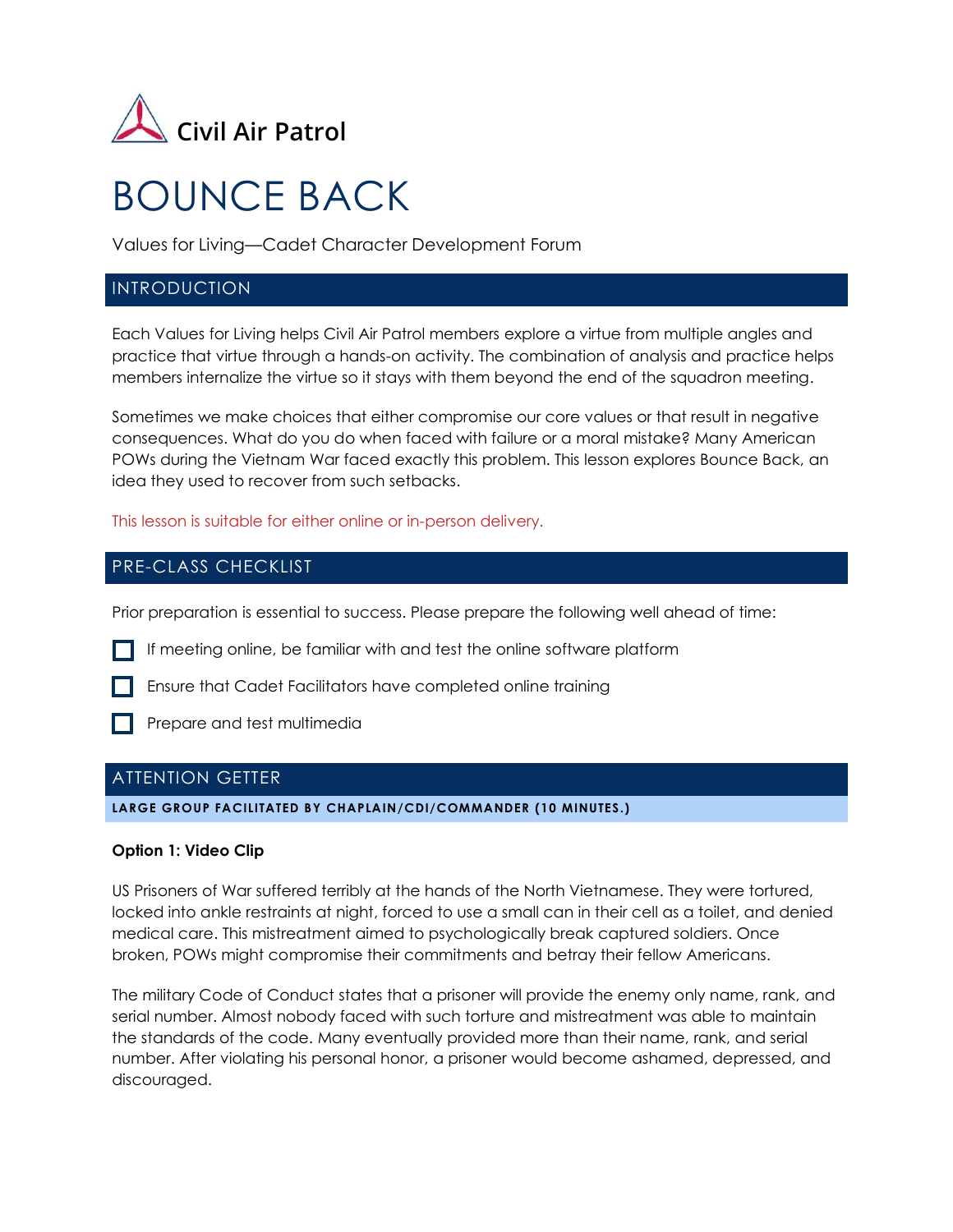Civil Air Patrol

# BOUNCE BACK

Values for Living—Cadet Character Development Forum

## INTRODUCTION

Each Values for Living helps Civil Air Patrol members explore a virtue from multiple angles and practice that virtue through a hands-on activity. The combination of analysis and practice helps members internalize the virtue so it stays with them beyond the end of the squadron meeting.

Sometimes we make choices that either compromise our core values or that result in negative consequences. What do you do when faced with failure or a moral mistake? Many American POWs during the Vietnam War faced exactly this problem. This lesson explores Bounce Back, an idea they used to recover from such setbacks.

This lesson is suitable for either online or in-person delivery.

## PRE-CLASS CHECKLIST

Prior preparation is essential to success. Please prepare the following well ahead of time:

- [ ] If meeting online, be familiar with and test the online software platform
- [ ] Ensure that Cadet Facilitators have completed online training
- [ ] Prepare and test multimedia

## ATTENTION GETTER

**LARGE GROUP FACILITATED BY CHAPLAIN/CDI/COMMANDER (10 MINUTES.)**

**Option 1: Video Clip**

US Prisoners of War suffered terribly at the hands of the North Vietnamese. They were tortured, locked into ankle restraints at night, forced to use a small can in their cell as a toilet, and denied medical care. This mistreatment aimed to psychologically break captured soldiers. Once broken, POWs might compromise their commitments and betray their fellow Americans.

The military Code of Conduct states that a prisoner will provide the enemy only name, rank, and serial number. Almost nobody faced with such torture and mistreatment was able to maintain the standards of the code. Many eventually provided more than their name, rank, and serial number. After violating his personal honor, a prisoner would become ashamed, depressed, and discouraged.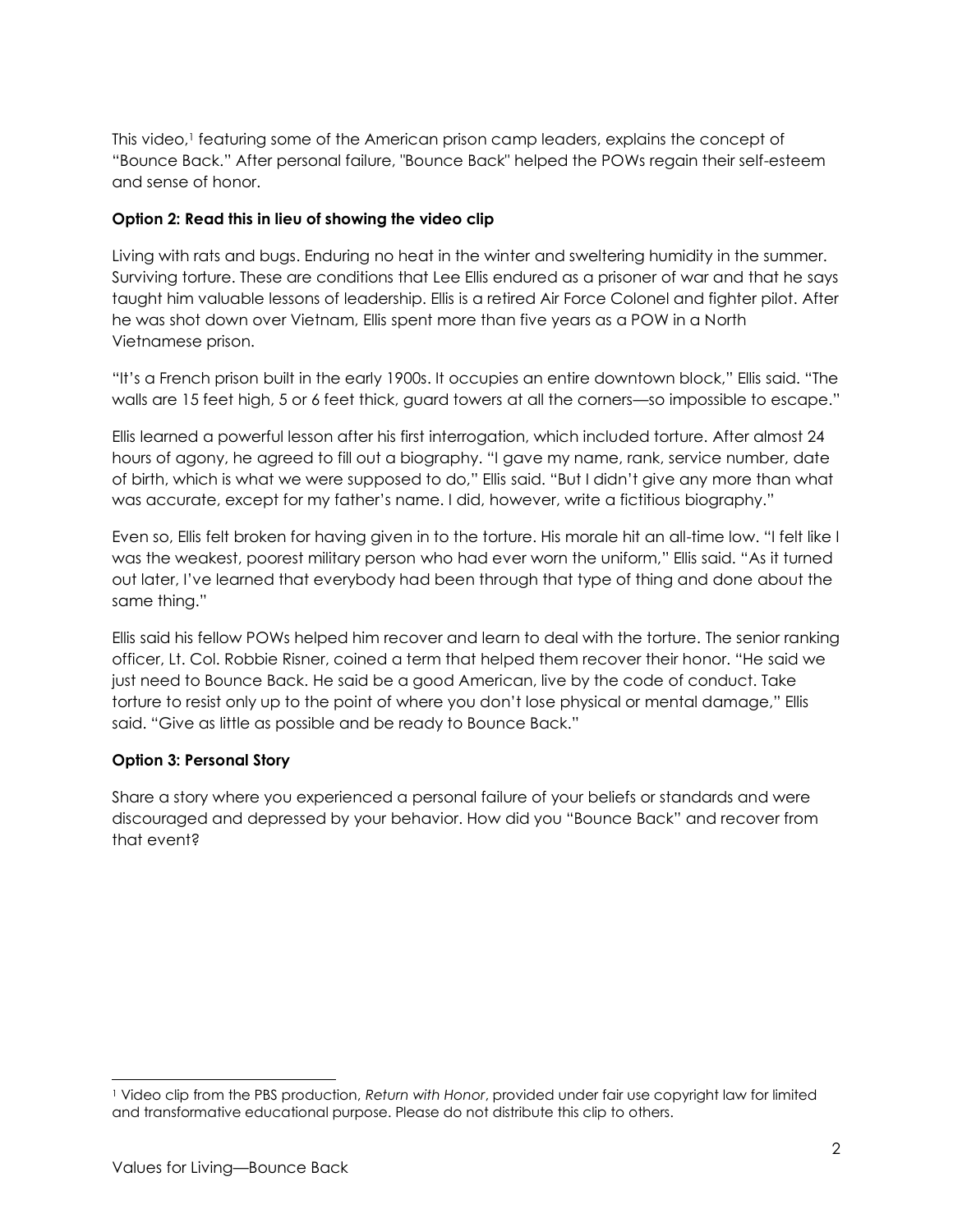This video,[1] featuring some of the American prison camp leaders, explains the concept of "Bounce Back." After personal failure, "Bounce Back" helped the POWs regain their self-esteem and sense of honor.

**Option 2: Read this in lieu of showing the video clip**

Living with rats and bugs. Enduring no heat in the winter and sweltering humidity in the summer. Surviving torture. These are conditions that Lee Ellis endured as a prisoner of war and that he says taught him valuable lessons of leadership. Ellis is a retired Air Force Colonel and fighter pilot. After he was shot down over Vietnam, Ellis spent more than five years as a POW in a North Vietnamese prison.

"It's a French prison built in the early 1900s. It occupies an entire downtown block," Ellis said. "The walls are 15 feet high, 5 or 6 feet thick, guard towers at all the corners—so impossible to escape."

Ellis learned a powerful lesson after his first interrogation, which included torture. After almost 24 hours of agony, he agreed to fill out a biography. "I gave my name, rank, service number, date of birth, which is what we were supposed to do," Ellis said. "But I didn't give any more than what was accurate, except for my father's name. I did, however, write a fictitious biography."

Even so, Ellis felt broken for having given in to the torture. His morale hit an all-time low. "I felt like I was the weakest, poorest military person who had ever worn the uniform," Ellis said. "As it turned out later, I've learned that everybody had been through that type of thing and done about the same thing."

Ellis said his fellow POWs helped him recover and learn to deal with the torture. The senior ranking officer, Lt. Col. Robbie Risner, coined a term that helped them recover their honor. "He said we just need to Bounce Back. He said be a good American, live by the code of conduct. Take torture to resist only up to the point of where you don't lose physical or mental damage," Ellis said. "Give as little as possible and be ready to Bounce Back."

**Option 3: Personal Story**

Share a story where you experienced a personal failure of your beliefs or standards and were discouraged and depressed by your behavior. How did you "Bounce Back" and recover from that event?

---

[1] Video clip from the PBS production, *Return with Honor*, provided under fair use copyright law for limited and transformative educational purpose. Please do not distribute this clip to others.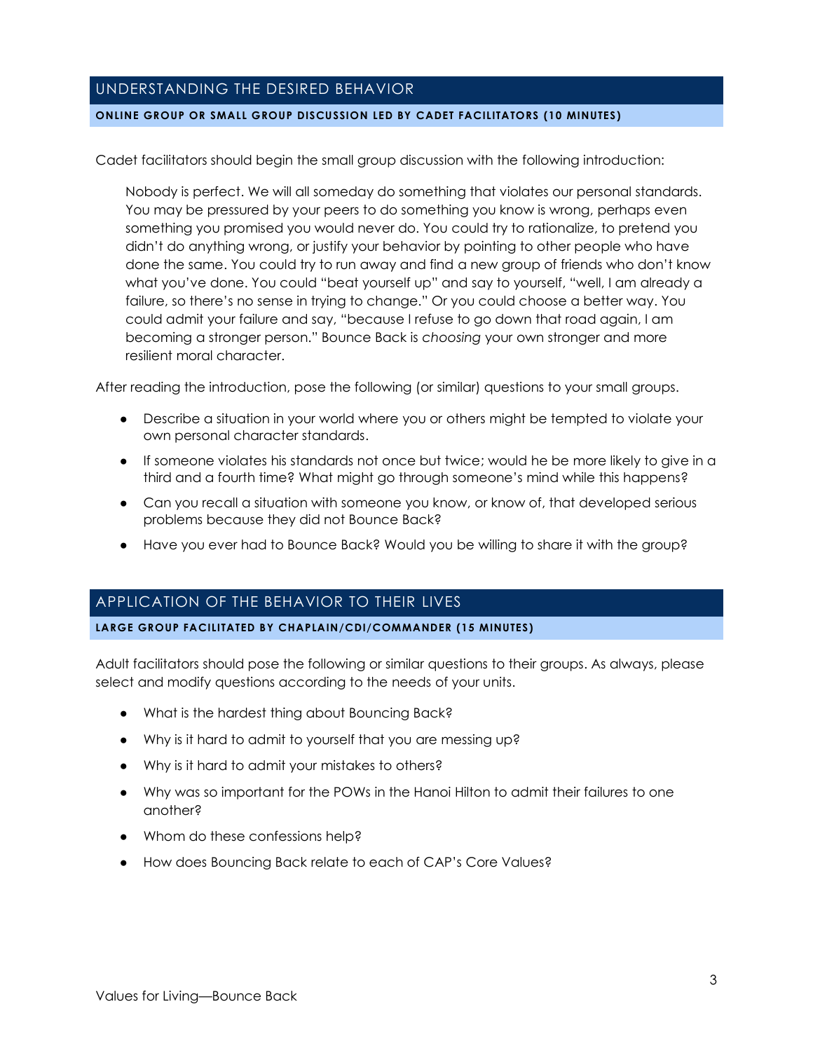## UNDERSTANDING THE DESIRED BEHAVIOR

**ONLINE GROUP OR SMALL GROUP DISCUSSION LED BY CADET FACILITATORS (10 MINUTES)**

Cadet facilitators should begin the small group discussion with the following introduction:

> Nobody is perfect. We will all someday do something that violates our personal standards. You may be pressured by your peers to do something you know is wrong, perhaps even something you promised you would never do. You could try to rationalize, to pretend you didn't do anything wrong, or justify your behavior by pointing to other people who have done the same. You could try to run away and find a new group of friends who don't know what you've done. You could "beat yourself up" and say to yourself, "well, I am already a failure, so there's no sense in trying to change." Or you could choose a better way. You could admit your failure and say, "because I refuse to go down that road again, I am becoming a stronger person." Bounce Back is *choosing* your own stronger and more resilient moral character.

After reading the introduction, pose the following (or similar) questions to your small groups.

- Describe a situation in your world where you or others might be tempted to violate your own personal character standards.
- If someone violates his standards not once but twice; would he be more likely to give in a third and a fourth time? What might go through someone's mind while this happens?
- Can you recall a situation with someone you know, or know of, that developed serious problems because they did not Bounce Back?
- Have you ever had to Bounce Back? Would you be willing to share it with the group?

## APPLICATION OF THE BEHAVIOR TO THEIR LIVES

**LARGE GROUP FACILITATED BY CHAPLAIN/CDI/COMMANDER (15 MINUTES)**

Adult facilitators should pose the following or similar questions to their groups. As always, please select and modify questions according to the needs of your units.

- What is the hardest thing about Bouncing Back?
- Why is it hard to admit to yourself that you are messing up?
- Why is it hard to admit your mistakes to others?
- Why was so important for the POWs in the Hanoi Hilton to admit their failures to one another?
- Whom do these confessions help?
- How does Bouncing Back relate to each of CAP's Core Values?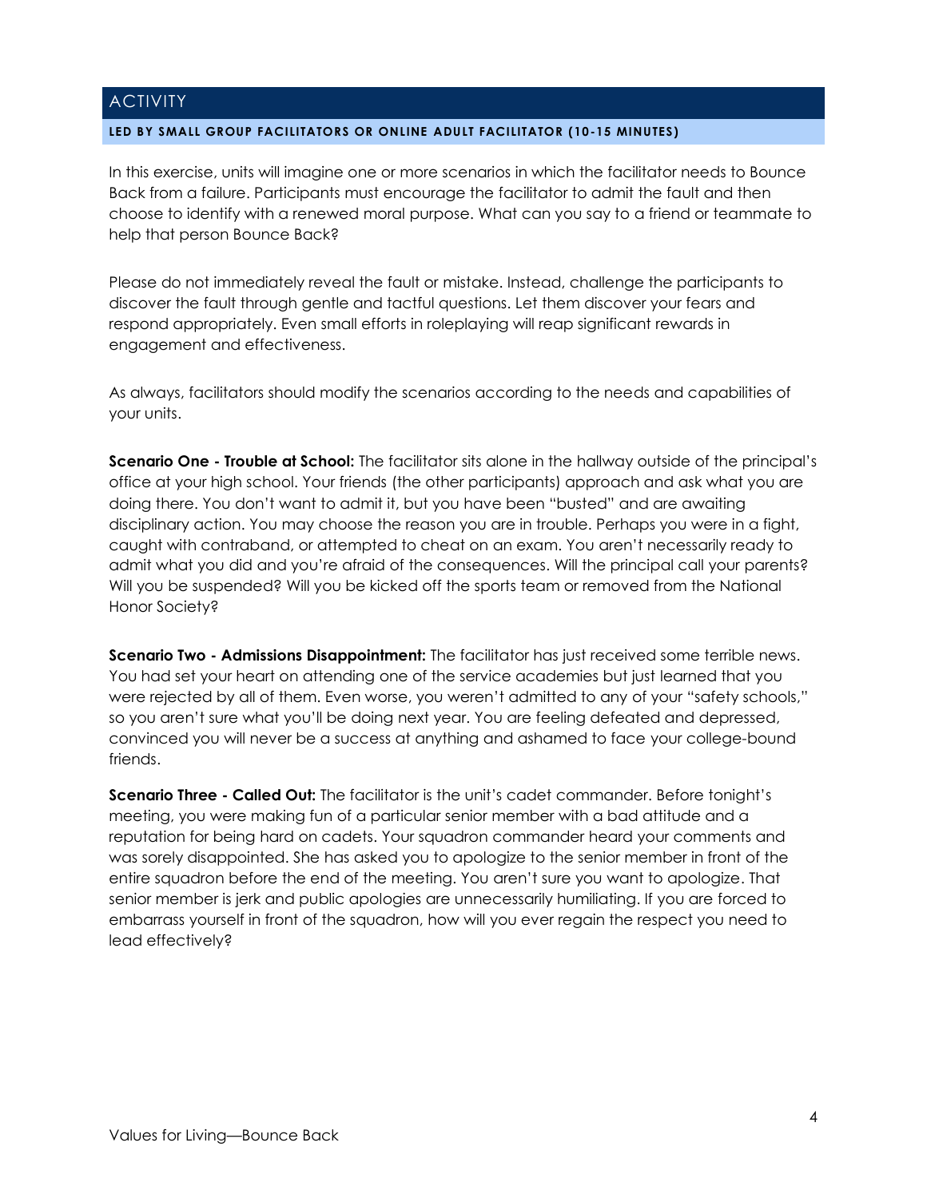## ACTIVITY

**LED BY SMALL GROUP FACILITATORS OR ONLINE ADULT FACILITATOR (10-15 MINUTES)**

In this exercise, units will imagine one or more scenarios in which the facilitator needs to Bounce Back from a failure. Participants must encourage the facilitator to admit the fault and then choose to identify with a renewed moral purpose. What can you say to a friend or teammate to help that person Bounce Back?

Please do not immediately reveal the fault or mistake. Instead, challenge the participants to discover the fault through gentle and tactful questions. Let them discover your fears and respond appropriately. Even small efforts in roleplaying will reap significant rewards in engagement and effectiveness.

As always, facilitators should modify the scenarios according to the needs and capabilities of your units.

**Scenario One - Trouble at School:** The facilitator sits alone in the hallway outside of the principal's office at your high school. Your friends (the other participants) approach and ask what you are doing there. You don't want to admit it, but you have been "busted" and are awaiting disciplinary action. You may choose the reason you are in trouble. Perhaps you were in a fight, caught with contraband, or attempted to cheat on an exam. You aren't necessarily ready to admit what you did and you're afraid of the consequences. Will the principal call your parents? Will you be suspended? Will you be kicked off the sports team or removed from the National Honor Society?

**Scenario Two - Admissions Disappointment:** The facilitator has just received some terrible news. You had set your heart on attending one of the service academies but just learned that you were rejected by all of them. Even worse, you weren't admitted to any of your "safety schools," so you aren't sure what you'll be doing next year. You are feeling defeated and depressed, convinced you will never be a success at anything and ashamed to face your college-bound friends.

**Scenario Three - Called Out:** The facilitator is the unit's cadet commander. Before tonight's meeting, you were making fun of a particular senior member with a bad attitude and a reputation for being hard on cadets. Your squadron commander heard your comments and was sorely disappointed. She has asked you to apologize to the senior member in front of the entire squadron before the end of the meeting. You aren't sure you want to apologize. That senior member is jerk and public apologies are unnecessarily humiliating. If you are forced to embarrass yourself in front of the squadron, how will you ever regain the respect you need to lead effectively?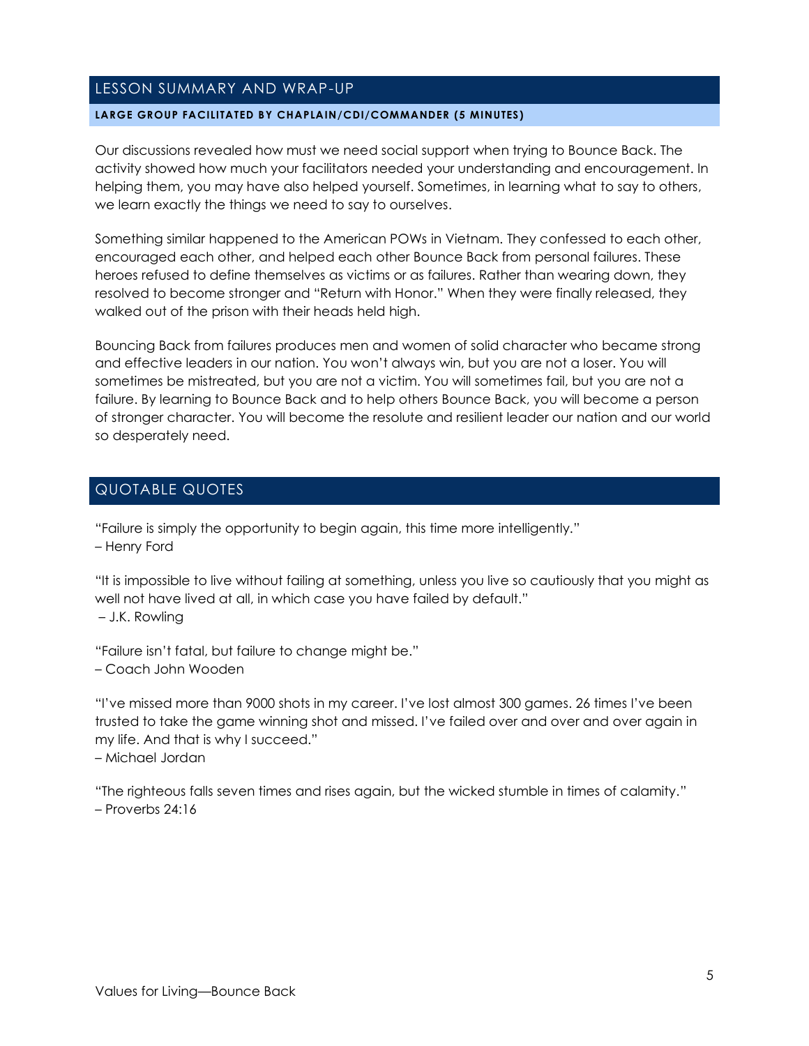## LESSON SUMMARY AND WRAP-UP

**LARGE GROUP FACILITATED BY CHAPLAIN/CDI/COMMANDER (5 MINUTES)**

Our discussions revealed how must we need social support when trying to Bounce Back. The activity showed how much your facilitators needed your understanding and encouragement. In helping them, you may have also helped yourself. Sometimes, in learning what to say to others, we learn exactly the things we need to say to ourselves.

Something similar happened to the American POWs in Vietnam. They confessed to each other, encouraged each other, and helped each other Bounce Back from personal failures. These heroes refused to define themselves as victims or as failures. Rather than wearing down, they resolved to become stronger and "Return with Honor." When they were finally released, they walked out of the prison with their heads held high.

Bouncing Back from failures produces men and women of solid character who became strong and effective leaders in our nation. You won't always win, but you are not a loser. You will sometimes be mistreated, but you are not a victim. You will sometimes fail, but you are not a failure. By learning to Bounce Back and to help others Bounce Back, you will become a person of stronger character. You will become the resolute and resilient leader our nation and our world so desperately need.

## QUOTABLE QUOTES

"Failure is simply the opportunity to begin again, this time more intelligently."
– Henry Ford

"It is impossible to live without failing at something, unless you live so cautiously that you might as well not have lived at all, in which case you have failed by default."
– J.K. Rowling

"Failure isn't fatal, but failure to change might be."
– Coach John Wooden

"I've missed more than 9000 shots in my career. I've lost almost 300 games. 26 times I've been trusted to take the game winning shot and missed. I've failed over and over and over again in my life. And that is why I succeed."
– Michael Jordan

"The righteous falls seven times and rises again, but the wicked stumble in times of calamity."
– Proverbs 24:16